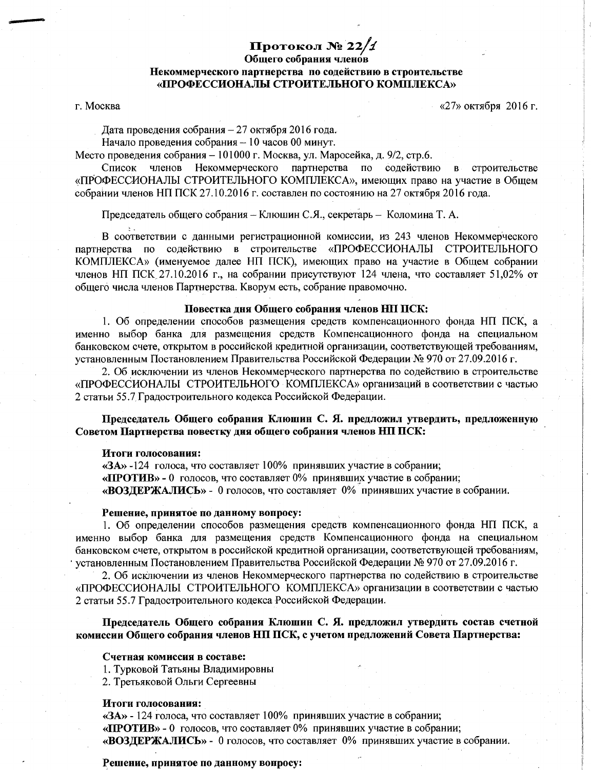# Протокол № 22/1

## Общего собрания членов Некоммерческого партнерства по содействию в строительстве «ПРОФЕССИОНАЛЫ СТРОИТЕЛЬНОГО КОМПЛЕКСА»

г. Москва «27» октября 2016 г.

Дата проведения собрания – 27 октября 2016 года.

Начало проведения собрания – 10 часов 00 минут.

Место проведения собрания – 101000 г. Москва, ул. Маросейка, д. 9/2, стр.6.

Список членов Некоммерческого партнерства по содействию в строительстве «ПРОФЕССИОНАЛЫ СТРОИТЕЛЬНОГО КОМПЛЕКСА», имеющих право на участие в Общем собрании членов НП ПСК 27.10.2016 г. составлен по состоянию на 27 октября 2016 года.

Председатель общего собрания – Клюшин С.Я., секретарь – Коломина Т. А.

В соответствии с данными регистрационной комиссии, из 243 членов Некоммерческого партнерства по содействию в строительстве «ПРОФЕССИОНАЛЫ СТРОИТЕЛЬНОГО КОМПЛЕКСА» (именуемое далее НП ПСК), имеющих право на участие в Общем собрании членов НП ПСК 27.10.2016 г., на собрании присутствуют 124 члена, что составляет 51,02% от общего числа членов Партнерства. Кворум есть, собрание правомочно.

**Повестка дня Общего собрания членов НП ПСК:**

1. Об определении способов размещения средств компенсационного фонда НП ПСК, а именно выбор банка для размещения средств Компенсационного фонда на специальном банковском счете, открытом в российской кредитной организации, соответствующей требованиям, установленным Постановлением Правительства Российской Федерации № 970 от 27.09.2016 г.
2. Об исключении из членов Некоммерческого партнерства по содействию в строительстве «ПРОФЕССИОНАЛЫ СТРОИТЕЛЬНОГО КОМПЛЕКСА» организаций в соответствии с частью 2 статьи 55.7 Градостроительного кодекса Российской Федерации.

**Председатель Общего собрания Клюшин С. Я. предложил утвердить, предложенную Советом Партнерства повестку дня общего собрания членов НП ПСК:**

**Итоги голосования:**

**«ЗА»** -124 голоса, что составляет 100% принявших участие в собрании;

**«ПРОТИВ»** - 0 голосов, что составляет 0% принявших участие в собрании;

**«ВОЗДЕРЖАЛИСЬ»** - 0 голосов, что составляет 0% принявших участие в собрании.

**Решение, принятое по данному вопросу:**

1. Об определении способов размещения средств компенсационного фонда НП ПСК, а именно выбор банка для размещения средств Компенсационного фонда на специальном банковском счете, открытом в российской кредитной организации, соответствующей требованиям, установленным Постановлением Правительства Российской Федерации № 970 от 27.09.2016 г.
2. Об исключении из членов Некоммерческого партнерства по содействию в строительстве «ПРОФЕССИОНАЛЫ СТРОИТЕЛЬНОГО КОМПЛЕКСА» организации в соответствии с частью 2 статьи 55.7 Градостроительного кодекса Российской Федерации.

**Председатель Общего собрания Клюшин С. Я. предложил утвердить состав счетной комиссии Общего собрания членов НП ПСК, с учетом предложений Совета Партнерства:**

**Счетная комиссия в составе:**

1. Турковой Татьяны Владимировны
2. Третьяковой Ольги Сергеевны

**Итоги голосования:**

**«ЗА»** - 124 голоса, что составляет 100% принявших участие в собрании;

**«ПРОТИВ»** - 0 голосов, что составляет 0% принявших участие в собрании;

**«ВОЗДЕРЖАЛИСЬ»** - 0 голосов, что составляет 0% принявших участие в собрании.

**Решение, принятое по данному вопросу:**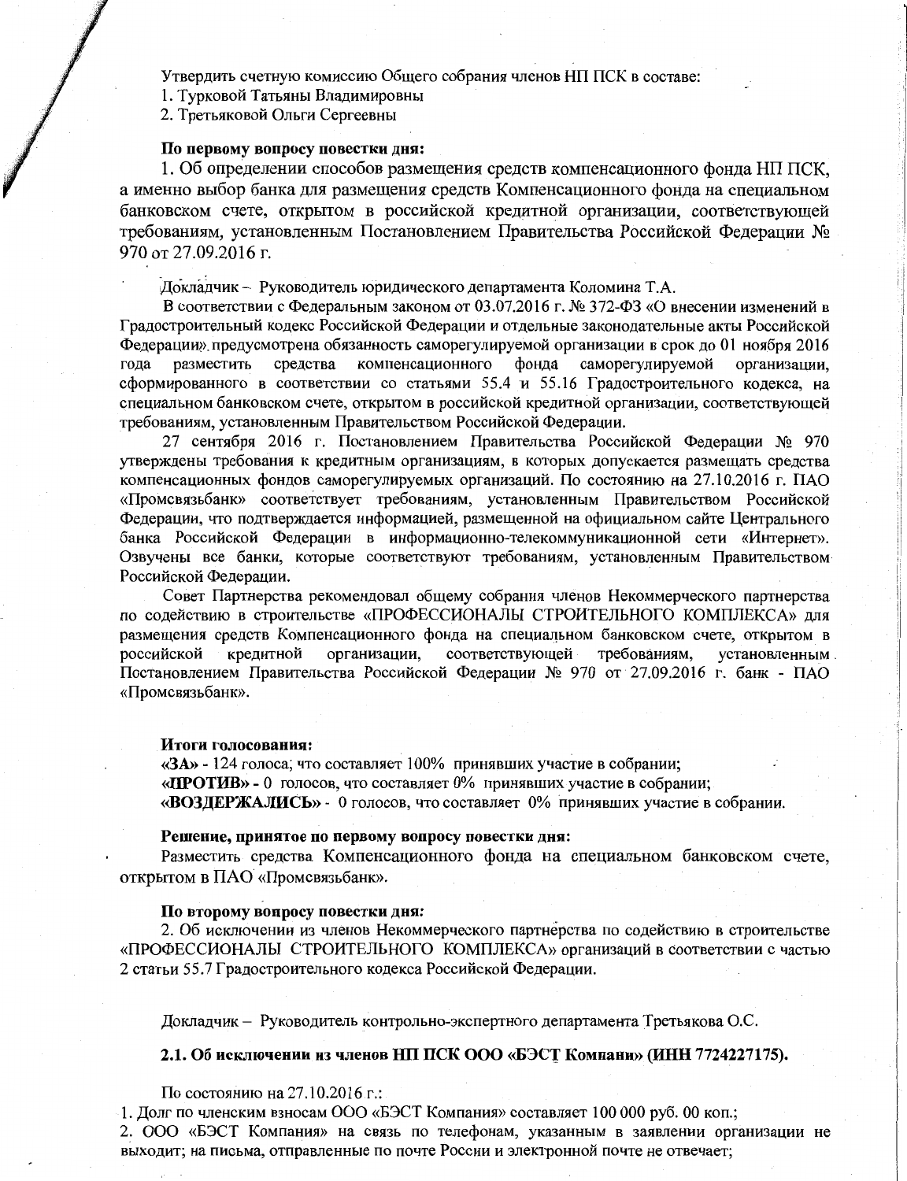Утвердить счетную комиссию Общего собрания членов НП ПСК в составе:

1. Турковой Татьяны Владимировны
2. Третьяковой Ольги Сергеевны

**По первому вопросу повестки дня:**

1. Об определении способов размещения средств компенсационного фонда НП ПСК, а именно выбор банка для размещения средств Компенсационного фонда на специальном банковском счете, открытом в российской кредитной организации, соответствующей требованиям, установленным Постановлением Правительства Российской Федерации № 970 от 27.09.2016 г.

Докладчик – Руководитель юридического департамента Коломина Т.А.

В соответствии с Федеральным законом от 03.07.2016 г. № 372-ФЗ «О внесении изменений в Градостроительный кодекс Российской Федерации и отдельные законодательные акты Российской Федерации» предусмотрена обязанность саморегулируемой организации в срок до 01 ноября 2016 года разместить средства компенсационного фонда саморегулируемой организации, сформированного в соответствии со статьями 55.4 и 55.16 Градостроительного кодекса, на специальном банковском счете, открытом в российской кредитной организации, соответствующей требованиям, установленным Правительством Российской Федерации.

27 сентября 2016 г. Постановлением Правительства Российской Федерации № 970 утверждены требования к кредитным организациям, в которых допускается размещать средства компенсационных фондов саморегулируемых организаций. По состоянию на 27.10.2016 г. ПАО «Промсвязьбанк» соответствует требованиям, установленным Правительством Российской Федерации, что подтверждается информацией, размещенной на официальном сайте Центрального банка Российской Федерации в информационно-телекоммуникационной сети «Интернет». Озвучены все банки, которые соответствуют требованиям, установленным Правительством Российской Федерации.

Совет Партнерства рекомендовал общему собрания членов Некоммерческого партнерства по содействию в строительстве «ПРОФЕССИОНАЛЫ СТРОИТЕЛЬНОГО КОМПЛЕКСА» для размещения средств Компенсационного фонда на специальном банковском счете, открытом в российской кредитной организации, соответствующей требованиям, установленным Постановлением Правительства Российской Федерации № 970 от 27.09.2016 г. банк - ПАО «Промсвязьбанк».

**Итоги голосования:**

**«ЗА»** - 124 голоса, что составляет 100% принявших участие в собрании;

**«ПРОТИВ»** - 0 голосов, что составляет 0% принявших участие в собрании;

**«ВОЗДЕРЖАЛИСЬ»** - 0 голосов, что составляет 0% принявших участие в собрании.

**Решение, принятое по первому вопросу повестки дня:**

Разместить средства Компенсационного фонда на специальном банковском счете, открытом в ПАО «Промсвязьбанк».

**По второму вопросу повестки дня:**

2. Об исключении из членов Некоммерческого партнерства по содействию в строительстве «ПРОФЕССИОНАЛЫ СТРОИТЕЛЬНОГО КОМПЛЕКСА» организаций в соответствии с частью 2 статьи 55.7 Градостроительного кодекса Российской Федерации.

Докладчик – Руководитель контрольно-экспертного департамента Третьякова О.С.

**2.1. Об исключении из членов НП ПСК ООО «БЭСТ Компани» (ИНН 7724227175).**

По состоянию на 27.10.2016 г.:

1. Долг по членским взносам ООО «БЭСТ Компания» составляет 100 000 руб. 00 коп.;
2. ООО «БЭСТ Компания» на связь по телефонам, указанным в заявлении организации не выходит; на письма, отправленные по почте России и электронной почте не отвечает;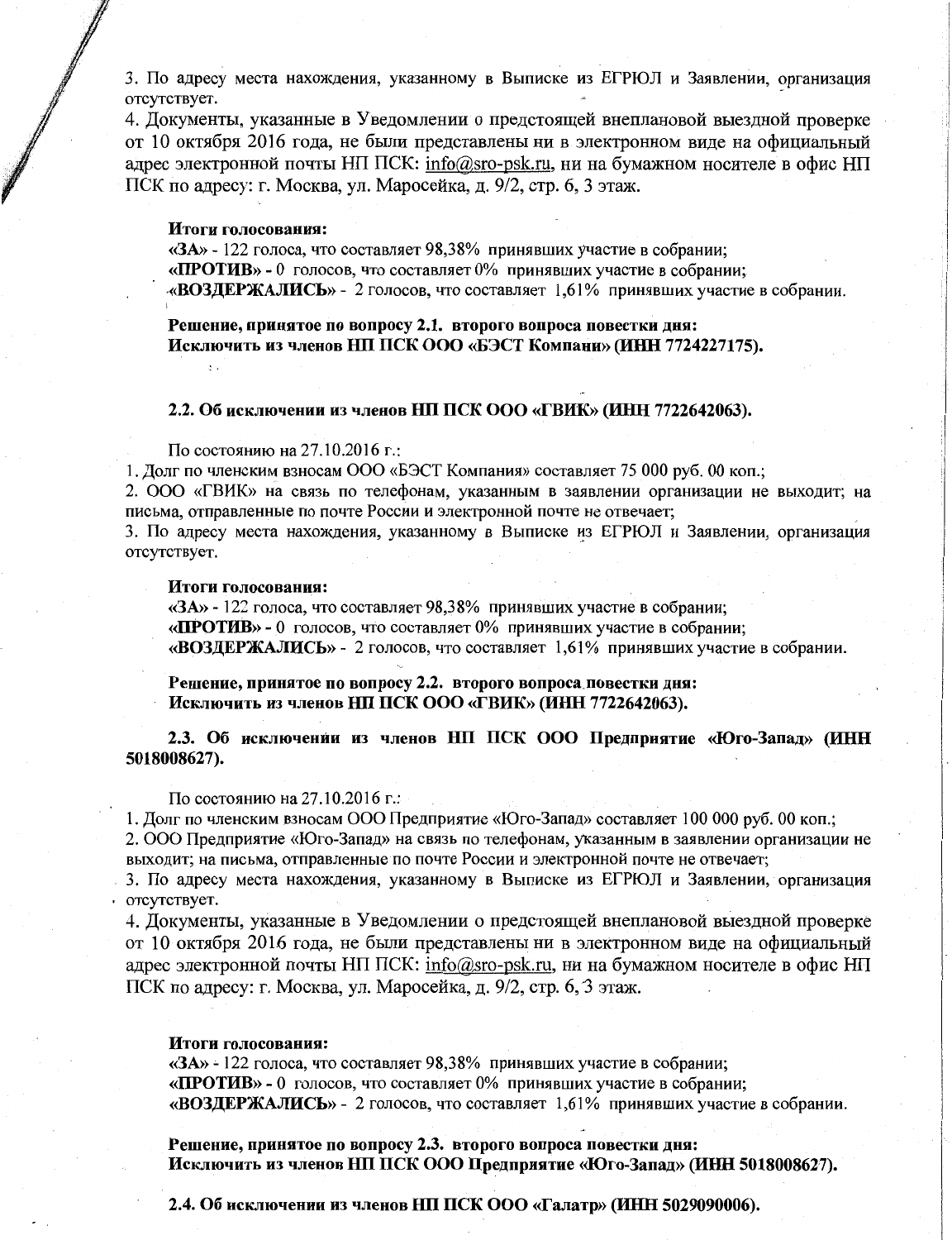3. По адресу места нахождения, указанному в Выписке из ЕГРЮЛ и Заявлении, организация отсутствует.
4. Документы, указанные в Уведомлении о предстоящей внеплановой выездной проверке от 10 октября 2016 года, не были представлены ни в электронном виде на официальный адрес электронной почты НП ПСК: info@sro-psk.ru, ни на бумажном носителе в офис НП ПСК по адресу: г. Москва, ул. Маросейка, д. 9/2, стр. 6, 3 этаж.

**Итоги голосования:**
**«ЗА»** - 122 голоса, что составляет 98,38% принявших участие в собрании;
**«ПРОТИВ»** - 0 голосов, что составляет 0% принявших участие в собрании;
**«ВОЗДЕРЖАЛИСЬ»** - 2 голосов, что составляет 1,61% принявших участие в собрании.

**Решение, принятое по вопросу 2.1. второго вопроса повестки дня:**
**Исключить из членов НП ПСК ООО «БЭСТ Компани» (ИНН 7724227175).**

**2.2. Об исключении из членов НП ПСК ООО «ГВИК» (ИНН 7722642063).**

По состоянию на 27.10.2016 г.:
1. Долг по членским взносам ООО «БЭСТ Компания» составляет 75 000 руб. 00 коп.;
2. ООО «ГВИК» на связь по телефонам, указанным в заявлении организации не выходит; на письма, отправленные по почте России и электронной почте не отвечает;
3. По адресу места нахождения, указанному в Выписке из ЕГРЮЛ и Заявлении, организация отсутствует.

**Итоги голосования:**
**«ЗА»** - 122 голоса, что составляет 98,38% принявших участие в собрании;
**«ПРОТИВ»** - 0 голосов, что составляет 0% принявших участие в собрании;
**«ВОЗДЕРЖАЛИСЬ»** - 2 голосов, что составляет 1,61% принявших участие в собрании.

**Решение, принятое по вопросу 2.2. второго вопроса повестки дня:**
**Исключить из членов НП ПСК ООО «ГВИК» (ИНН 7722642063).**

**2.3. Об исключении из членов НП ПСК ООО Предприятие «Юго-Запад» (ИНН 5018008627).**

По состоянию на 27.10.2016 г.:
1. Долг по членским взносам ООО Предприятие «Юго-Запад» составляет 100 000 руб. 00 коп.;
2. ООО Предприятие «Юго-Запад» на связь по телефонам, указанным в заявлении организации не выходит; на письма, отправленные по почте России и электронной почте не отвечает;
3. По адресу места нахождения, указанному в Выписке из ЕГРЮЛ и Заявлении, организация отсутствует.
4. Документы, указанные в Уведомлении о предстоящей внеплановой выездной проверке от 10 октября 2016 года, не были представлены ни в электронном виде на официальный адрес электронной почты НП ПСК: info@sro-psk.ru, ни на бумажном носителе в офис НП ПСК по адресу: г. Москва, ул. Маросейка, д. 9/2, стр. 6, 3 этаж.

**Итоги голосования:**
**«ЗА»** - 122 голоса, что составляет 98,38% принявших участие в собрании;
**«ПРОТИВ»** - 0 голосов, что составляет 0% принявших участие в собрании;
**«ВОЗДЕРЖАЛИСЬ»** - 2 голосов, что составляет 1,61% принявших участие в собрании.

**Решение, принятое по вопросу 2.3. второго вопроса повестки дня:**
**Исключить из членов НП ПСК ООО Предприятие «Юго-Запад» (ИНН 5018008627).**

**2.4. Об исключении из членов НП ПСК ООО «Галатр» (ИНН 5029090006).**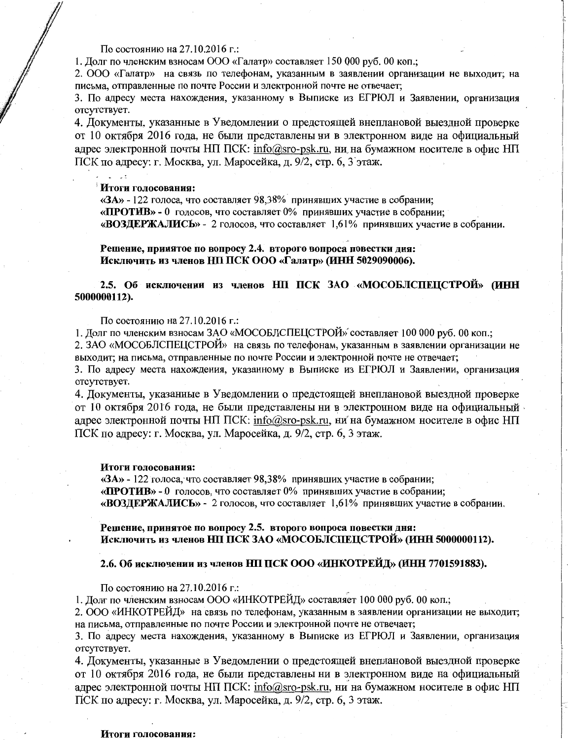По состоянию на 27.10.2016 г.:

1. Долг по членским взносам ООО «Галатр» составляет 150 000 руб. 00 коп.;
2. ООО «Галатр» на связь по телефонам, указанным в заявлении организации не выходит; на письма, отправленные по почте России и электронной почте не отвечает;
3. По адресу места нахождения, указанному в Выписке из ЕГРЮЛ и Заявлении, организация отсутствует.
4. Документы, указанные в Уведомлении о предстоящей внеплановой выездной проверке от 10 октября 2016 года, не были представлены ни в электронном виде на официальный адрес электронной почты НП ПСК: info@sro-psk.ru, ни на бумажном носителе в офис НП ПСК по адресу: г. Москва, ул. Маросейка, д. 9/2, стр. 6, 3 этаж.

**Итоги голосования:**

**«ЗА»** - 122 голоса, что составляет 98,38% принявших участие в собрании;
**«ПРОТИВ»** - 0 голосов, что составляет 0% принявших участие в собрании;
**«ВОЗДЕРЖАЛИСЬ»** - 2 голосов, что составляет 1,61% принявших участие в собрании.

**Решение, принятое по вопросу 2.4. второго вопроса повестки дня:**
**Исключить из членов НП ПСК ООО «Галатр» (ИНН 5029090006).**

**2.5. Об исключении из членов НП ПСК ЗАО «МОСОБЛСПЕЦСТРОЙ» (ИНН 5000000112).**

По состоянию на 27.10.2016 г.:

1. Долг по членским взносам ЗАО «МОСОБЛСПЕЦСТРОЙ» составляет 100 000 руб. 00 коп.;
2. ЗАО «МОСОБЛСПЕЦСТРОЙ» на связь по телефонам, указанным в заявлении организации не выходит; на письма, отправленные по почте России и электронной почте не отвечает;
3. По адресу места нахождения, указанному в Выписке из ЕГРЮЛ и Заявлении, организация отсутствует.
4. Документы, указанные в Уведомлении о предстоящей внеплановой выездной проверке от 10 октября 2016 года, не были представлены ни в электронном виде на официальный адрес электронной почты НП ПСК: info@sro-psk.ru, ни на бумажном носителе в офис НП ПСК по адресу: г. Москва, ул. Маросейка, д. 9/2, стр. 6, 3 этаж.

**Итоги голосования:**

**«ЗА»** - 122 голоса, что составляет 98,38% принявших участие в собрании;
**«ПРОТИВ»** - 0 голосов, что составляет 0% принявших участие в собрании;
**«ВОЗДЕРЖАЛИСЬ»** - 2 голосов, что составляет 1,61% принявших участие в собрании.

**Решение, принятое по вопросу 2.5. второго вопроса повестки дня:**
**Исключить из членов НП ПСК ЗАО «МОСОБЛСПЕЦСТРОЙ» (ИНН 5000000112).**

**2.6. Об исключении из членов НП ПСК ООО «ИНКОТРЕЙД» (ИНН 7701591883).**

По состоянию на 27.10.2016 г.:

1. Долг по членским взносам ООО «ИНКОТРЕЙД» составляет 100 000 руб. 00 коп.;
2. ООО «ИНКОТРЕЙД» на связь по телефонам, указанным в заявлении организации не выходит; на письма, отправленные по почте России и электронной почте не отвечает;
3. По адресу места нахождения, указанному в Выписке из ЕГРЮЛ и Заявлении, организация отсутствует.
4. Документы, указанные в Уведомлении о предстоящей внеплановой выездной проверке от 10 октября 2016 года, не были представлены ни в электронном виде на официальный адрес электронной почты НП ПСК: info@sro-psk.ru, ни на бумажном носителе в офис НП ПСК по адресу: г. Москва, ул. Маросейка, д. 9/2, стр. 6, 3 этаж.

**Итоги голосования:**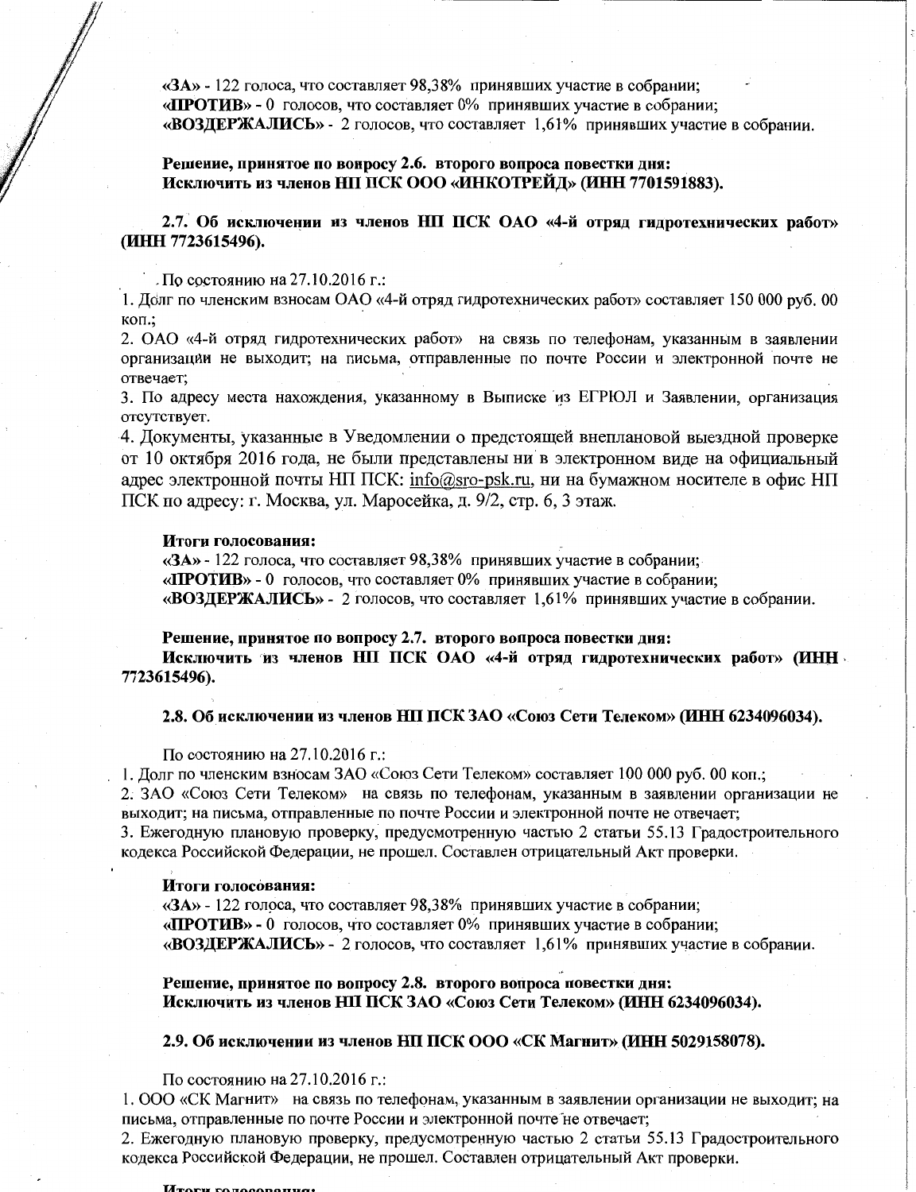**«ЗА»** - 122 голоса, что составляет 98,38% принявших участие в собрании;
**«ПРОТИВ»** - 0 голосов, что составляет 0% принявших участие в собрании;
**«ВОЗДЕРЖАЛИСЬ»** - 2 голосов, что составляет 1,61% принявших участие в собрании.

**Решение, принятое по вопросу 2.6. второго вопроса повестки дня:**
**Исключить из членов НП ПСК ООО «ИНКОТРЕЙД» (ИНН 7701591883).**

**2.7. Об исключении из членов НП ПСК ОАО «4-й отряд гидротехнических работ» (ИНН 7723615496).**

По состоянию на 27.10.2016 г.:

1. Долг по членским взносам ОАО «4-й отряд гидротехнических работ» составляет 150 000 руб. 00 коп.;
2. ОАО «4-й отряд гидротехнических работ» на связь по телефонам, указанным в заявлении организации не выходит; на письма, отправленные по почте России и электронной почте не отвечает;
3. По адресу места нахождения, указанному в Выписке из ЕГРЮЛ и Заявлении, организация отсутствует.
4. Документы, указанные в Уведомлении о предстоящей внеплановой выездной проверке от 10 октября 2016 года, не были представлены ни в электронном виде на официальный адрес электронной почты НП ПСК: info@sro-psk.ru, ни на бумажном носителе в офис НП ПСК по адресу: г. Москва, ул. Маросейка, д. 9/2, стр. 6, 3 этаж.

**Итоги голосования:**
**«ЗА»** - 122 голоса, что составляет 98,38% принявших участие в собрании;
**«ПРОТИВ»** - 0 голосов, что составляет 0% принявших участие в собрании;
**«ВОЗДЕРЖАЛИСЬ»** - 2 голосов, что составляет 1,61% принявших участие в собрании.

**Решение, принятое по вопросу 2.7. второго вопроса повестки дня:**
**Исключить из членов НП ПСК ОАО «4-й отряд гидротехнических работ» (ИНН 7723615496).**

**2.8. Об исключении из членов НП ПСК ЗАО «Союз Сети Телеком» (ИНН 6234096034).**

По состоянию на 27.10.2016 г.:

1. Долг по членским взносам ЗАО «Союз Сети Телеком» составляет 100 000 руб. 00 коп.;
2. ЗАО «Союз Сети Телеком» на связь по телефонам, указанным в заявлении организации не выходит; на письма, отправленные по почте России и электронной почте не отвечает;
3. Ежегодную плановую проверку, предусмотренную частью 2 статьи 55.13 Градостроительного кодекса Российской Федерации, не прошел. Составлен отрицательный Акт проверки.

**Итоги голосования:**
**«ЗА»** - 122 голоса, что составляет 98,38% принявших участие в собрании;
**«ПРОТИВ»** - 0 голосов, что составляет 0% принявших участие в собрании;
**«ВОЗДЕРЖАЛИСЬ»** - 2 голосов, что составляет 1,61% принявших участие в собрании.

**Решение, принятое по вопросу 2.8. второго вопроса повестки дня:**
**Исключить из членов НП ПСК ЗАО «Союз Сети Телеком» (ИНН 6234096034).**

**2.9. Об исключении из членов НП ПСК ООО «СК Магнит» (ИНН 5029158078).**

По состоянию на 27.10.2016 г.:

1. ООО «СК Магнит» на связь по телефонам, указанным в заявлении организации не выходит; на письма, отправленные по почте России и электронной почте не отвечает;
2. Ежегодную плановую проверку, предусмотренную частью 2 статьи 55.13 Градостроительного кодекса Российской Федерации, не прошел. Составлен отрицательный Акт проверки.

**Итоги голосования:**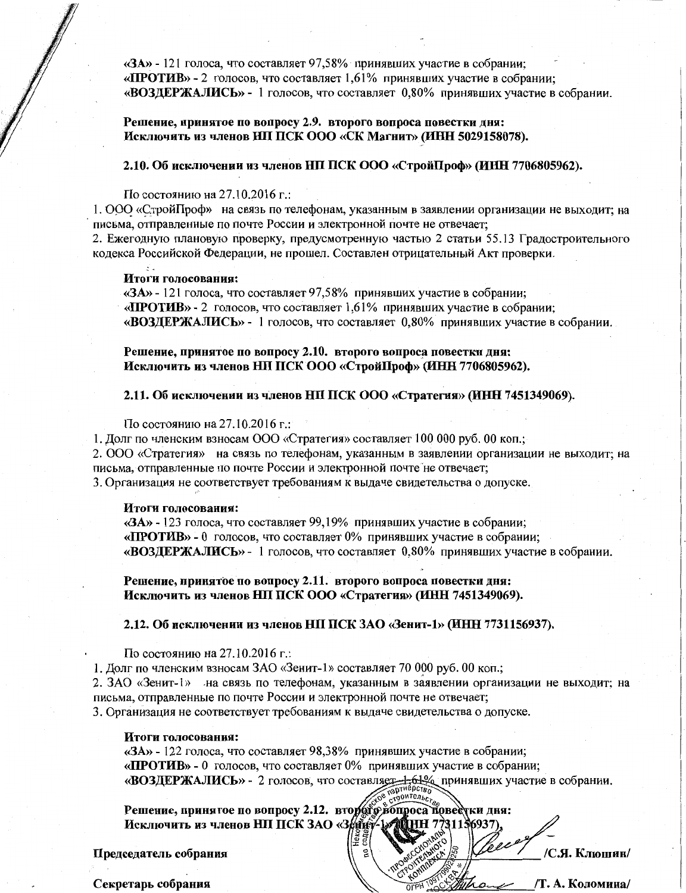**«ЗА»** - 121 голоса, что составляет 97,58% принявших участие в собрании;
**«ПРОТИВ»** - 2 голосов, что составляет 1,61% принявших участие в собрании;
**«ВОЗДЕРЖАЛИСЬ»** - 1 голосов, что составляет 0,80% принявших участие в собрании.

**Решение, принятое по вопросу 2.9. второго вопроса повестки дня:**
**Исключить из членов НП ПСК ООО «СК Магнит» (ИНН 5029158078).**

**2.10. Об исключении из членов НП ПСК ООО «СтройПроф» (ИНН 7706805962).**

По состоянию на 27.10.2016 г.:
1. ООО «СтройПроф» на связь по телефонам, указанным в заявлении организации не выходит; на письма, отправленные по почте России и электронной почте не отвечает;
2. Ежегодную плановую проверку, предусмотренную частью 2 статьи 55.13 Градостроительного кодекса Российской Федерации, не прошел. Составлен отрицательный Акт проверки.

**Итоги голосования:**
**«ЗА»** - 121 голоса, что составляет 97,58% принявших участие в собрании;
**«ПРОТИВ»** - 2 голосов, что составляет 1,61% принявших участие в собрании;
**«ВОЗДЕРЖАЛИСЬ»** - 1 голосов, что составляет 0,80% принявших участие в собрании.

**Решение, принятое по вопросу 2.10. второго вопроса повестки дня:**
**Исключить из членов НП ПСК ООО «СтройПроф» (ИНН 7706805962).**

**2.11. Об исключении из членов НП ПСК ООО «Стратегия» (ИНН 7451349069).**

По состоянию на 27.10.2016 г.:
1. Долг по членским взносам ООО «Стратегия» составляет 100 000 руб. 00 коп.;
2. ООО «Стратегия» на связь по телефонам, указанным в заявлении организации не выходит; на письма, отправленные по почте России и электронной почте не отвечает;
3. Организация не соответствует требованиям к выдаче свидетельства о допуске.

**Итоги голосования:**
**«ЗА»** - 123 голоса, что составляет 99,19% принявших участие в собрании;
**«ПРОТИВ»** - 0 голосов, что составляет 0% принявших участие в собрании;
**«ВОЗДЕРЖАЛИСЬ»** - 1 голосов, что составляет 0,80% принявших участие в собрании.

**Решение, принятое по вопросу 2.11. второго вопроса повестки дня:**
**Исключить из членов НП ПСК ООО «Стратегия» (ИНН 7451349069).**

**2.12. Об исключении из членов НП ПСК ЗАО «Зенит-1» (ИНН 7731156937).**

По состоянию на 27.10.2016 г.:
1. Долг по членским взносам ЗАО «Зенит-1» составляет 70 000 руб. 00 коп.;
2. ЗАО «Зенит-1» на связь по телефонам, указанным в заявлении организации не выходит; на письма, отправленные по почте России и электронной почте не отвечает;
3. Организация не соответствует требованиям к выдаче свидетельства о допуске.

**Итоги голосования:**
**«ЗА»** - 122 голоса, что составляет 98,38% принявших участие в собрании;
**«ПРОТИВ»** - 0 голосов, что составляет 0% принявших участие в собрании;
**«ВОЗДЕРЖАЛИСЬ»** - 2 голосов, что составляет 1,61% принявших участие в собрании.

**Решение, принятое по вопросу 2.12. второго вопроса повестки дня:**
**Исключить из членов НП ПСК ЗАО «Зенит-1» (ИНН 7731156937).**

**Председатель собрания** _______________ **/С.Я. Клюшин/**

**Секретарь собрания** _______________ **/Т. А. Коломина/**